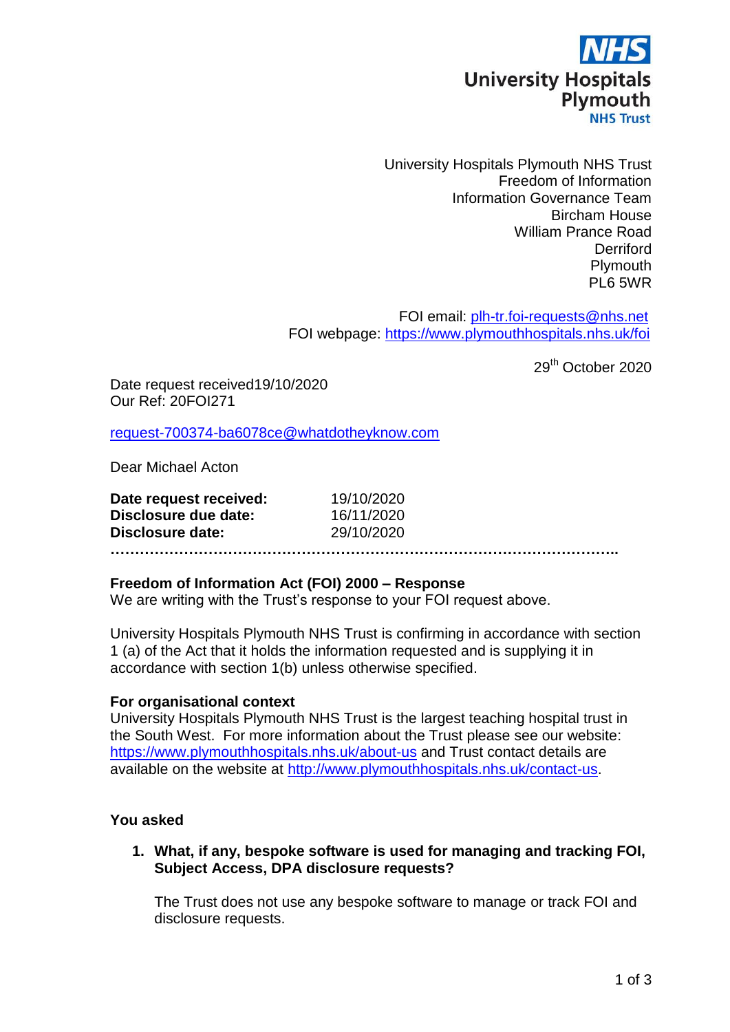NHS University Hospitals Plymouth NHS Trust

University Hospitals Plymouth NHS Trust
Freedom of Information
Information Governance Team
Bircham House
William Prance Road
Derriford
Plymouth
PL6 5WR

FOI email: plh-tr.foi-requests@nhs.net
FOI webpage: https://www.plymouthhospitals.nhs.uk/foi

29th October 2020

Date request received19/10/2020
Our Ref: 20FOI271

request-700374-ba6078ce@whatdotheyknow.com

Dear Michael Acton

| | |
|---|---|
| **Date request received:** | 19/10/2020 |
| **Disclosure due date:** | 16/11/2020 |
| **Disclosure date:** | 29/10/2020 |

…………………………………………………………………………………………..

**Freedom of Information Act (FOI) 2000 – Response**
We are writing with the Trust's response to your FOI request above.

University Hospitals Plymouth NHS Trust is confirming in accordance with section 1 (a) of the Act that it holds the information requested and is supplying it in accordance with section 1(b) unless otherwise specified.

**For organisational context**
University Hospitals Plymouth NHS Trust is the largest teaching hospital trust in the South West. For more information about the Trust please see our website: https://www.plymouthhospitals.nhs.uk/about-us and Trust contact details are available on the website at http://www.plymouthhospitals.nhs.uk/contact-us.

**You asked**

1. **What, if any, bespoke software is used for managing and tracking FOI, Subject Access, DPA disclosure requests?**

   The Trust does not use any bespoke software to manage or track FOI and disclosure requests.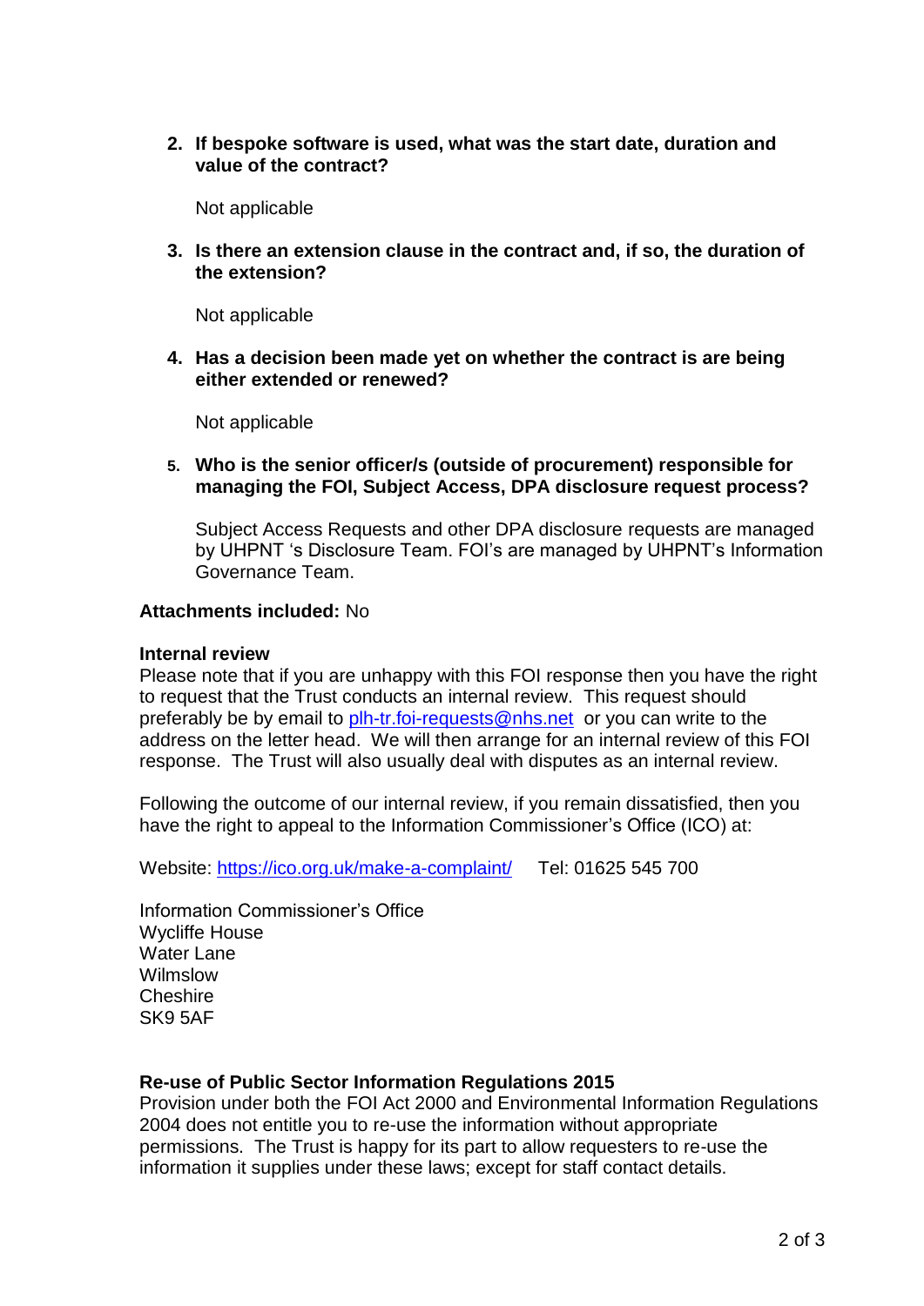2. **If bespoke software is used, what was the start date, duration and value of the contract?**

   Not applicable

3. **Is there an extension clause in the contract and, if so, the duration of the extension?**

   Not applicable

4. **Has a decision been made yet on whether the contract is are being either extended or renewed?**

   Not applicable

5. **Who is the senior officer/s (outside of procurement) responsible for managing the FOI, Subject Access, DPA disclosure request process?**

   Subject Access Requests and other DPA disclosure requests are managed by UHPNT 's Disclosure Team. FOI's are managed by UHPNT's Information Governance Team.

**Attachments included:** No

**Internal review**
Please note that if you are unhappy with this FOI response then you have the right to request that the Trust conducts an internal review. This request should preferably be by email to plh-tr.foi-requests@nhs.net or you can write to the address on the letter head. We will then arrange for an internal review of this FOI response. The Trust will also usually deal with disputes as an internal review.

Following the outcome of our internal review, if you remain dissatisfied, then you have the right to appeal to the Information Commissioner's Office (ICO) at:

Website: https://ico.org.uk/make-a-complaint/ Tel: 01625 545 700

Information Commissioner's Office
Wycliffe House
Water Lane
Wilmslow
Cheshire
SK9 5AF

**Re-use of Public Sector Information Regulations 2015**
Provision under both the FOI Act 2000 and Environmental Information Regulations 2004 does not entitle you to re-use the information without appropriate permissions. The Trust is happy for its part to allow requesters to re-use the information it supplies under these laws; except for staff contact details.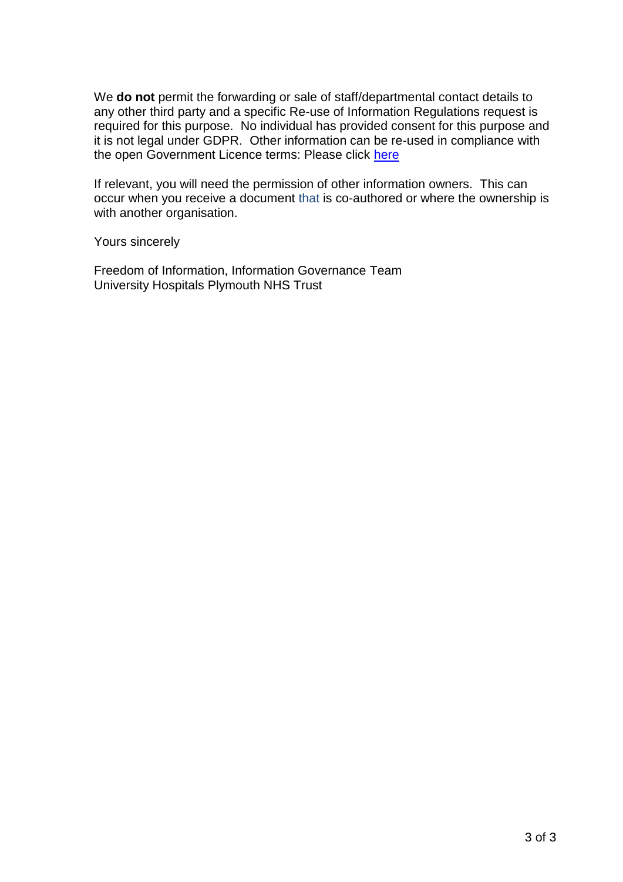We **do not** permit the forwarding or sale of staff/departmental contact details to any other third party and a specific Re-use of Information Regulations request is required for this purpose. No individual has provided consent for this purpose and it is not legal under GDPR. Other information can be re-used in compliance with the open Government Licence terms: Please click here

If relevant, you will need the permission of other information owners. This can occur when you receive a document that is co-authored or where the ownership is with another organisation.

Yours sincerely

Freedom of Information, Information Governance Team
University Hospitals Plymouth NHS Trust